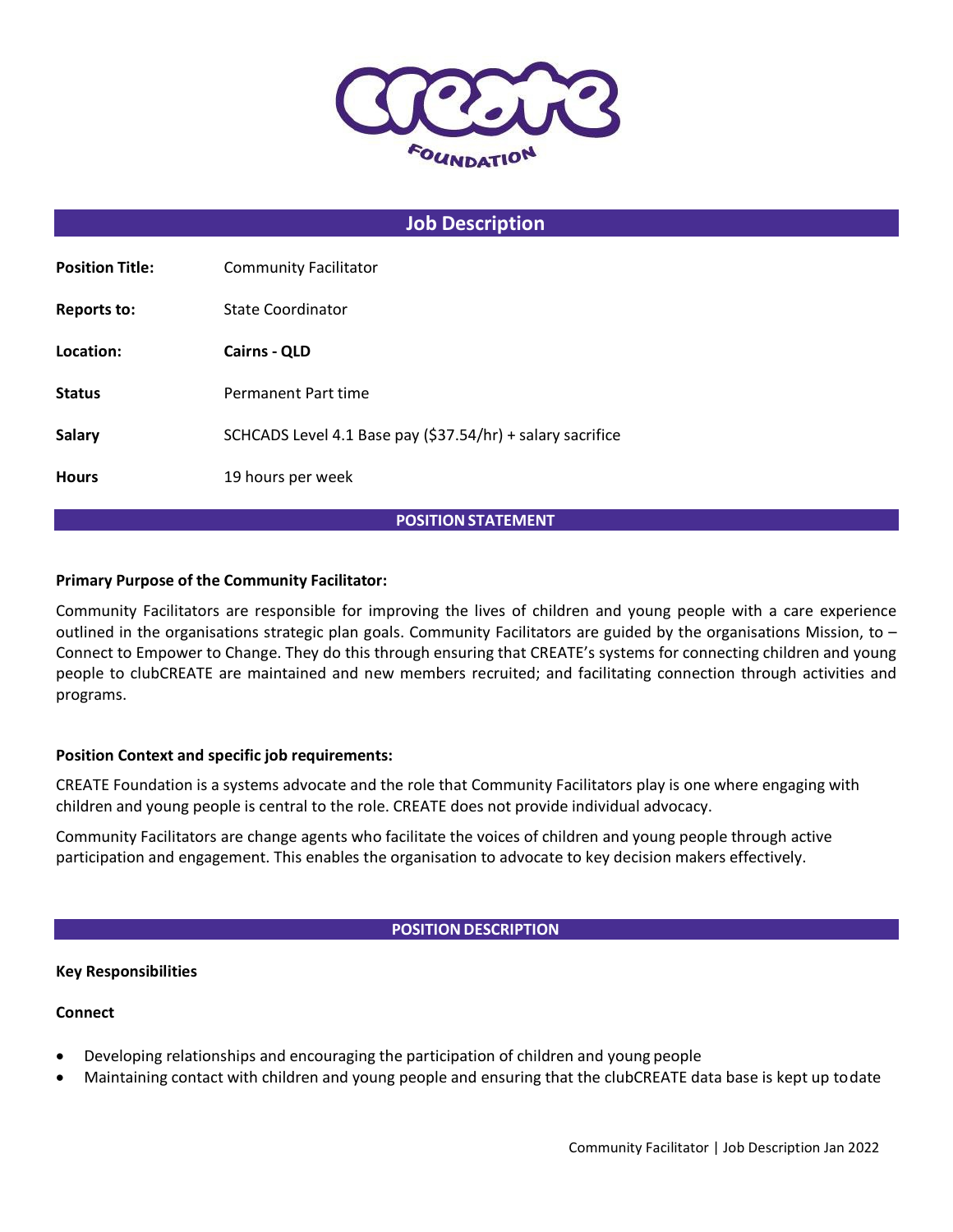# Job Description

| | |
|---|---|
| **Position Title:** | Community Facilitator |
| **Reports to:** | State Coordinator |
| **Location:** | **Cairns - QLD** |
| **Status** | Permanent Part time |
| **Salary** | SCHCADS Level 4.1 Base pay ($37.54/hr) + salary sacrifice |
| **Hours** | 19 hours per week |

## POSITION STATEMENT

**Primary Purpose of the Community Facilitator:**

Community Facilitators are responsible for improving the lives of children and young people with a care experience outlined in the organisations strategic plan goals. Community Facilitators are guided by the organisations Mission, to – Connect to Empower to Change. They do this through ensuring that CREATE's systems for connecting children and young people to clubCREATE are maintained and new members recruited; and facilitating connection through activities and programs.

**Position Context and specific job requirements:**

CREATE Foundation is a systems advocate and the role that Community Facilitators play is one where engaging with children and young people is central to the role. CREATE does not provide individual advocacy.

Community Facilitators are change agents who facilitate the voices of children and young people through active participation and engagement. This enables the organisation to advocate to key decision makers effectively.

## POSITION DESCRIPTION

**Key Responsibilities**

**Connect**

- Developing relationships and encouraging the participation of children and young people
- Maintaining contact with children and young people and ensuring that the clubCREATE data base is kept up to date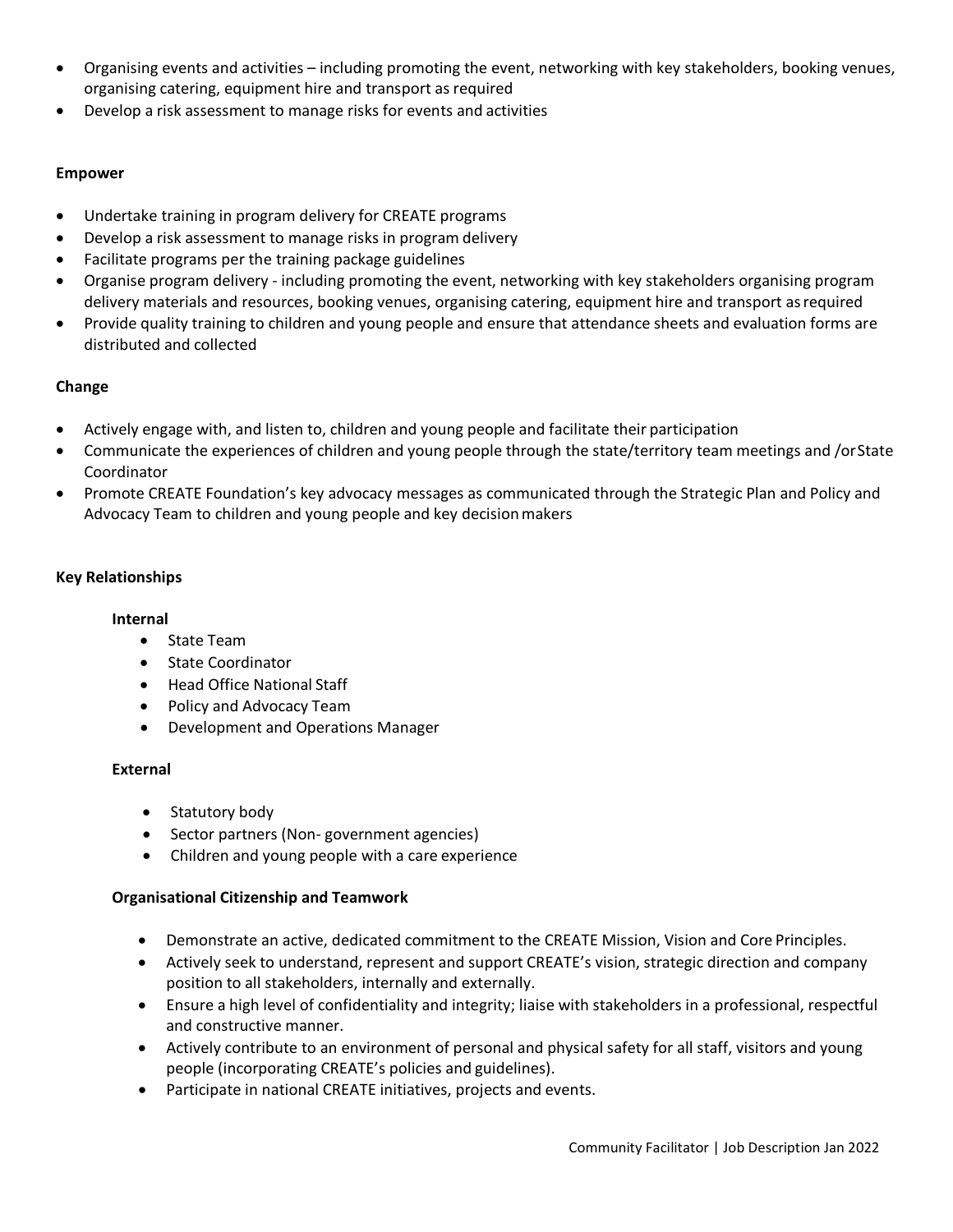- Organising events and activities – including promoting the event, networking with key stakeholders, booking venues, organising catering, equipment hire and transport as required
- Develop a risk assessment to manage risks for events and activities

**Empower**

- Undertake training in program delivery for CREATE programs
- Develop a risk assessment to manage risks in program delivery
- Facilitate programs per the training package guidelines
- Organise program delivery - including promoting the event, networking with key stakeholders organising program delivery materials and resources, booking venues, organising catering, equipment hire and transport as required
- Provide quality training to children and young people and ensure that attendance sheets and evaluation forms are distributed and collected

**Change**

- Actively engage with, and listen to, children and young people and facilitate their participation
- Communicate the experiences of children and young people through the state/territory team meetings and /or State Coordinator
- Promote CREATE Foundation's key advocacy messages as communicated through the Strategic Plan and Policy and Advocacy Team to children and young people and key decision makers

**Key Relationships**

**Internal**

- State Team
- State Coordinator
- Head Office National Staff
- Policy and Advocacy Team
- Development and Operations Manager

**External**

- Statutory body
- Sector partners (Non- government agencies)
- Children and young people with a care experience

**Organisational Citizenship and Teamwork**

- Demonstrate an active, dedicated commitment to the CREATE Mission, Vision and Core Principles.
- Actively seek to understand, represent and support CREATE's vision, strategic direction and company position to all stakeholders, internally and externally.
- Ensure a high level of confidentiality and integrity; liaise with stakeholders in a professional, respectful and constructive manner.
- Actively contribute to an environment of personal and physical safety for all staff, visitors and young people (incorporating CREATE's policies and guidelines).
- Participate in national CREATE initiatives, projects and events.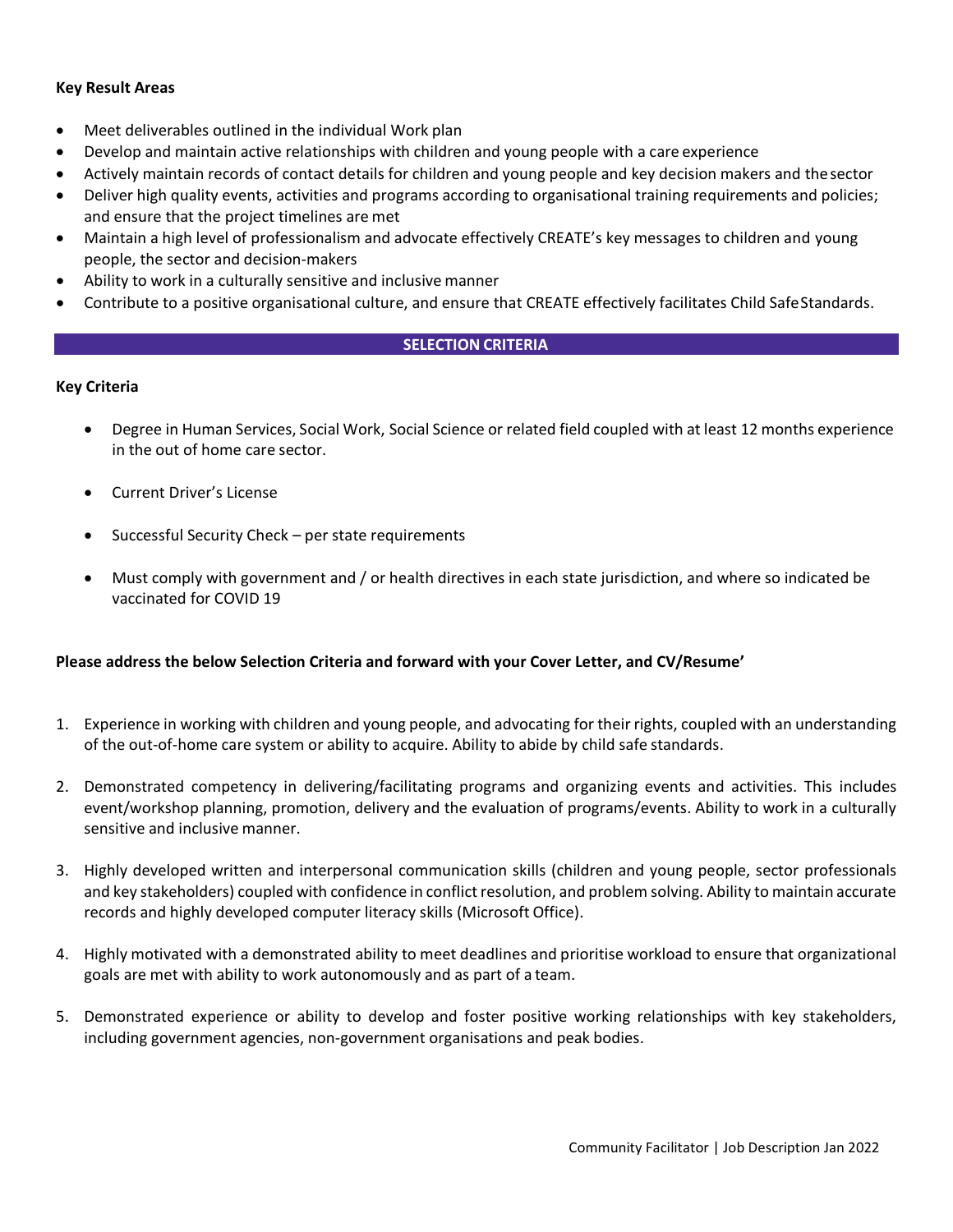**Key Result Areas**

- Meet deliverables outlined in the individual Work plan
- Develop and maintain active relationships with children and young people with a care experience
- Actively maintain records of contact details for children and young people and key decision makers and the sector
- Deliver high quality events, activities and programs according to organisational training requirements and policies; and ensure that the project timelines are met
- Maintain a high level of professionalism and advocate effectively CREATE's key messages to children and young people, the sector and decision-makers
- Ability to work in a culturally sensitive and inclusive manner
- Contribute to a positive organisational culture, and ensure that CREATE effectively facilitates Child Safe Standards.

## SELECTION CRITERIA

**Key Criteria**

- Degree in Human Services, Social Work, Social Science or related field coupled with at least 12 months experience in the out of home care sector.
- Current Driver's License
- Successful Security Check – per state requirements
- Must comply with government and / or health directives in each state jurisdiction, and where so indicated be vaccinated for COVID 19

**Please address the below Selection Criteria and forward with your Cover Letter, and CV/Resume'**

1. Experience in working with children and young people, and advocating for their rights, coupled with an understanding of the out-of-home care system or ability to acquire. Ability to abide by child safe standards.
2. Demonstrated competency in delivering/facilitating programs and organizing events and activities. This includes event/workshop planning, promotion, delivery and the evaluation of programs/events. Ability to work in a culturally sensitive and inclusive manner.
3. Highly developed written and interpersonal communication skills (children and young people, sector professionals and key stakeholders) coupled with confidence in conflict resolution, and problem solving. Ability to maintain accurate records and highly developed computer literacy skills (Microsoft Office).
4. Highly motivated with a demonstrated ability to meet deadlines and prioritise workload to ensure that organizational goals are met with ability to work autonomously and as part of a team.
5. Demonstrated experience or ability to develop and foster positive working relationships with key stakeholders, including government agencies, non-government organisations and peak bodies.